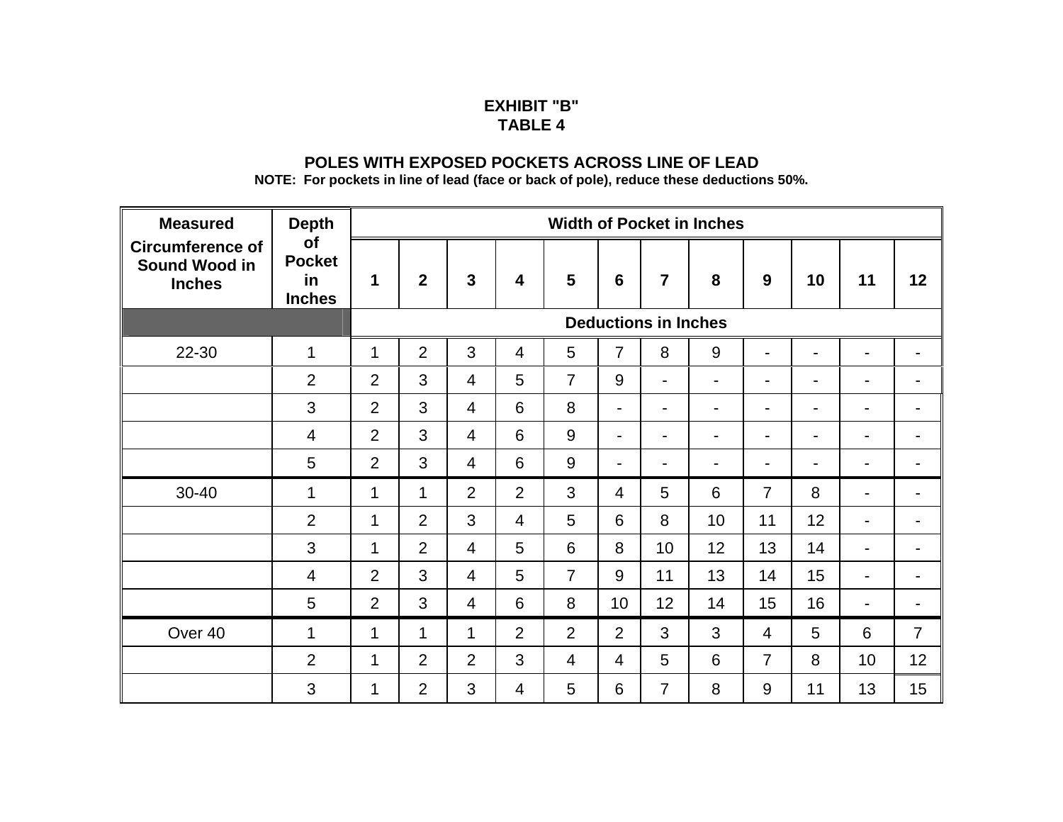# EXHIBIT "B"
# TABLE 4

## POLES WITH EXPOSED POCKETS ACROSS LINE OF LEAD

**NOTE: For pockets in line of lead (face or back of pole), reduce these deductions 50%.**

| Measured Circumference of Sound Wood in Inches | Depth of Pocket in Inches | Width of Pocket in Inches | | | | | | | | | | | |
|---|---|---|---|---|---|---|---|---|---|---|---|---|---|
| | | 1 | 2 | 3 | 4 | 5 | 6 | 7 | 8 | 9 | 10 | 11 | 12 |
| | | Deductions in Inches | | | | | | | | | | | |
| 22-30 | 1 | 1 | 2 | 3 | 4 | 5 | 7 | 8 | 9 | - | - | - | - |
| | 2 | 2 | 3 | 4 | 5 | 7 | 9 | - | - | - | - | - | - |
| | 3 | 2 | 3 | 4 | 6 | 8 | - | - | - | - | - | - | - |
| | 4 | 2 | 3 | 4 | 6 | 9 | - | - | - | - | - | - | - |
| | 5 | 2 | 3 | 4 | 6 | 9 | - | - | - | - | - | - | - |
| 30-40 | 1 | 1 | 1 | 2 | 2 | 3 | 4 | 5 | 6 | 7 | 8 | - | - |
| | 2 | 1 | 2 | 3 | 4 | 5 | 6 | 8 | 10 | 11 | 12 | - | - |
| | 3 | 1 | 2 | 4 | 5 | 6 | 8 | 10 | 12 | 13 | 14 | - | - |
| | 4 | 2 | 3 | 4 | 5 | 7 | 9 | 11 | 13 | 14 | 15 | - | - |
| | 5 | 2 | 3 | 4 | 6 | 8 | 10 | 12 | 14 | 15 | 16 | - | - |
| Over 40 | 1 | 1 | 1 | 1 | 2 | 2 | 2 | 3 | 3 | 4 | 5 | 6 | 7 |
| | 2 | 1 | 2 | 2 | 3 | 4 | 4 | 5 | 6 | 7 | 8 | 10 | 12 |
| | 3 | 1 | 2 | 3 | 4 | 5 | 6 | 7 | 8 | 9 | 11 | 13 | 15 |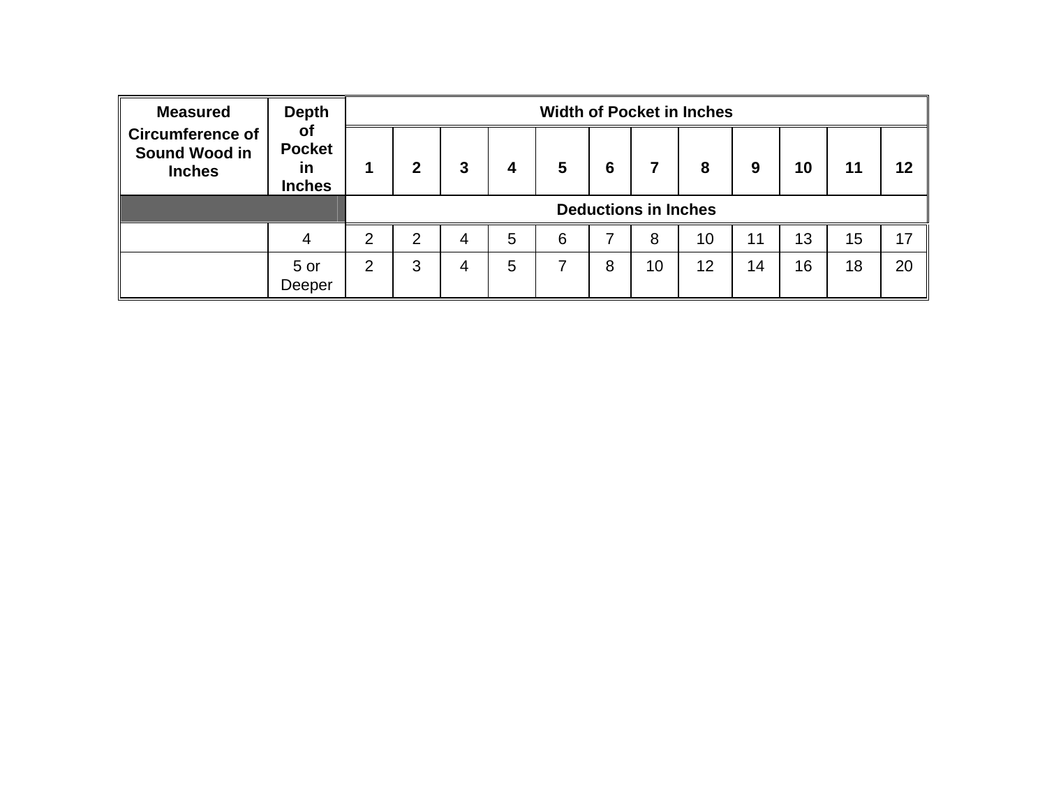| Measured Circumference of Sound Wood in Inches | Depth of Pocket in Inches | Width of Pocket in Inches | | | | | | | | | | | |
|---|---|---|---|---|---|---|---|---|---|---|---|---|---|
| | | 1 | 2 | 3 | 4 | 5 | 6 | 7 | 8 | 9 | 10 | 11 | 12 |
| | | Deductions in Inches | | | | | | | | | | | |
| | 4 | 2 | 2 | 4 | 5 | 6 | 7 | 8 | 10 | 11 | 13 | 15 | 17 |
| | 5 or Deeper | 2 | 3 | 4 | 5 | 7 | 8 | 10 | 12 | 14 | 16 | 18 | 20 |